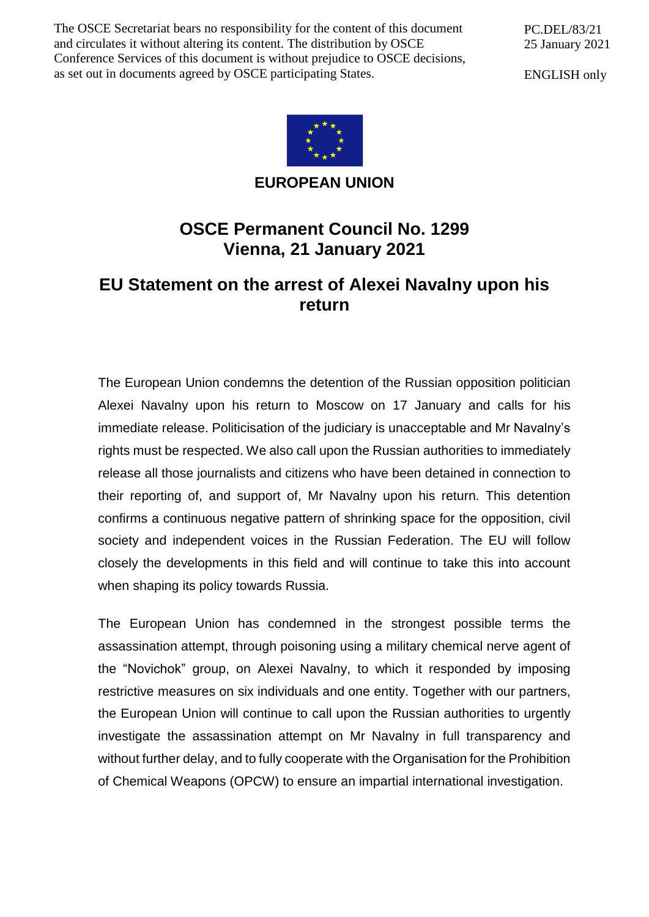The OSCE Secretariat bears no responsibility for the content of this document and circulates it without altering its content. The distribution by OSCE Conference Services of this document is without prejudice to OSCE decisions, as set out in documents agreed by OSCE participating States.

PC.DEL/83/21
25 January 2021

ENGLISH only

**EUROPEAN UNION**

# OSCE Permanent Council No. 1299
# Vienna, 21 January 2021

## EU Statement on the arrest of Alexei Navalny upon his return

The European Union condemns the detention of the Russian opposition politician Alexei Navalny upon his return to Moscow on 17 January and calls for his immediate release. Politicisation of the judiciary is unacceptable and Mr Navalny's rights must be respected. We also call upon the Russian authorities to immediately release all those journalists and citizens who have been detained in connection to their reporting of, and support of, Mr Navalny upon his return. This detention confirms a continuous negative pattern of shrinking space for the opposition, civil society and independent voices in the Russian Federation. The EU will follow closely the developments in this field and will continue to take this into account when shaping its policy towards Russia.

The European Union has condemned in the strongest possible terms the assassination attempt, through poisoning using a military chemical nerve agent of the "Novichok" group, on Alexei Navalny, to which it responded by imposing restrictive measures on six individuals and one entity. Together with our partners, the European Union will continue to call upon the Russian authorities to urgently investigate the assassination attempt on Mr Navalny in full transparency and without further delay, and to fully cooperate with the Organisation for the Prohibition of Chemical Weapons (OPCW) to ensure an impartial international investigation.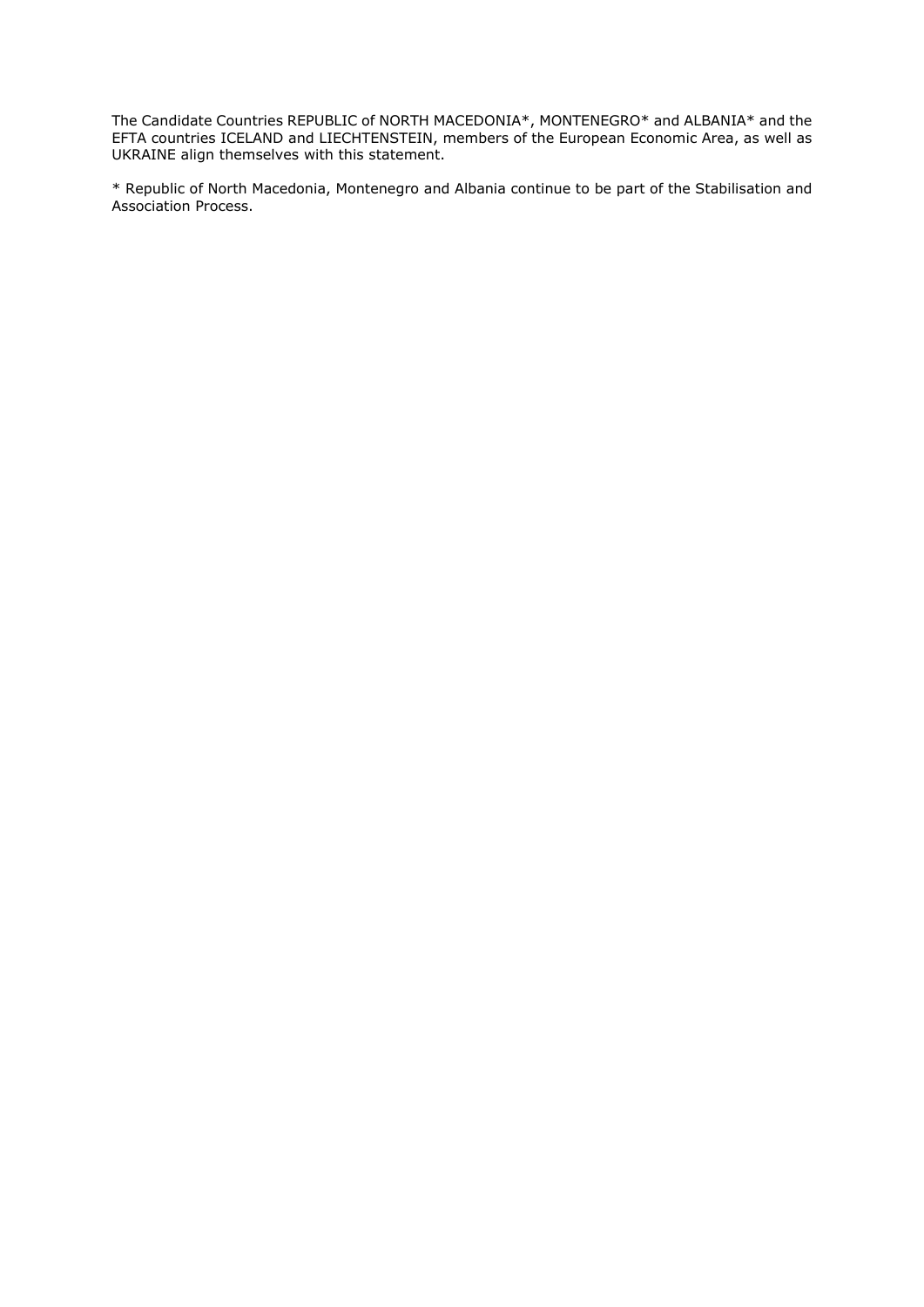The Candidate Countries REPUBLIC of NORTH MACEDONIA*, MONTENEGRO* and ALBANIA* and the EFTA countries ICELAND and LIECHTENSTEIN, members of the European Economic Area, as well as UKRAINE align themselves with this statement.

* Republic of North Macedonia, Montenegro and Albania continue to be part of the Stabilisation and Association Process.